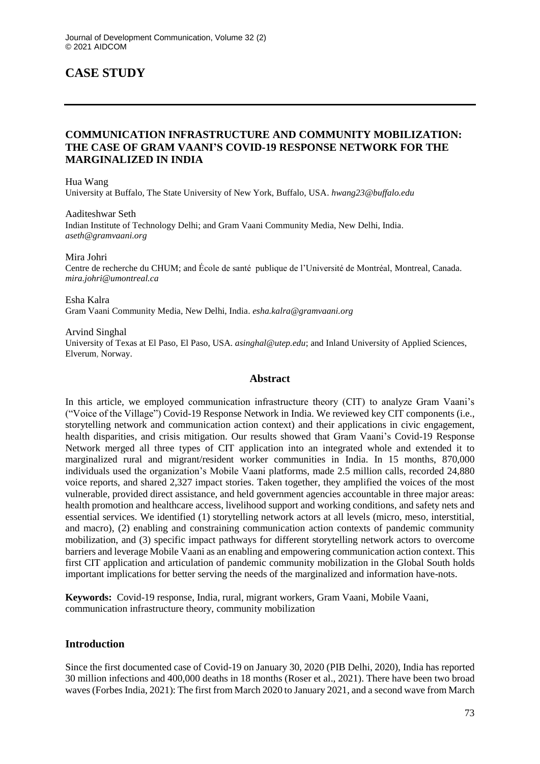# CASE STUDY

## COMMUNICATION INFRASTRUCTURE AND COMMUNITY MOBILIZATION: THE CASE OF GRAM VAANI'S COVID-19 RESPONSE NETWORK FOR THE MARGINALIZED IN INDIA

Hua Wang
University at Buffalo, The State University of New York, Buffalo, USA. *hwang23@buffalo.edu*

Aaditeshwar Seth
Indian Institute of Technology Delhi; and Gram Vaani Community Media, New Delhi, India. *aseth@gramvaani.org*

Mira Johri
Centre de recherche du CHUM; and École de santé publique de l'Université de Montréal, Montreal, Canada. *mira.johri@umontreal.ca*

Esha Kalra
Gram Vaani Community Media, New Delhi, India. *esha.kalra@gramvaani.org*

Arvind Singhal
University of Texas at El Paso, El Paso, USA. *asinghal@utep.edu*; and Inland University of Applied Sciences, Elverum, Norway.

### Abstract

In this article, we employed communication infrastructure theory (CIT) to analyze Gram Vaani's ("Voice of the Village") Covid-19 Response Network in India. We reviewed key CIT components (i.e., storytelling network and communication action context) and their applications in civic engagement, health disparities, and crisis mitigation. Our results showed that Gram Vaani's Covid-19 Response Network merged all three types of CIT application into an integrated whole and extended it to marginalized rural and migrant/resident worker communities in India. In 15 months, 870,000 individuals used the organization's Mobile Vaani platforms, made 2.5 million calls, recorded 24,880 voice reports, and shared 2,327 impact stories. Taken together, they amplified the voices of the most vulnerable, provided direct assistance, and held government agencies accountable in three major areas: health promotion and healthcare access, livelihood support and working conditions, and safety nets and essential services. We identified (1) storytelling network actors at all levels (micro, meso, interstitial, and macro), (2) enabling and constraining communication action contexts of pandemic community mobilization, and (3) specific impact pathways for different storytelling network actors to overcome barriers and leverage Mobile Vaani as an enabling and empowering communication action context. This first CIT application and articulation of pandemic community mobilization in the Global South holds important implications for better serving the needs of the marginalized and information have-nots.

**Keywords:** Covid-19 response, India, rural, migrant workers, Gram Vaani, Mobile Vaani, communication infrastructure theory, community mobilization

### Introduction

Since the first documented case of Covid-19 on January 30, 2020 (PIB Delhi, 2020), India has reported 30 million infections and 400,000 deaths in 18 months (Roser et al., 2021). There have been two broad waves (Forbes India, 2021): The first from March 2020 to January 2021, and a second wave from March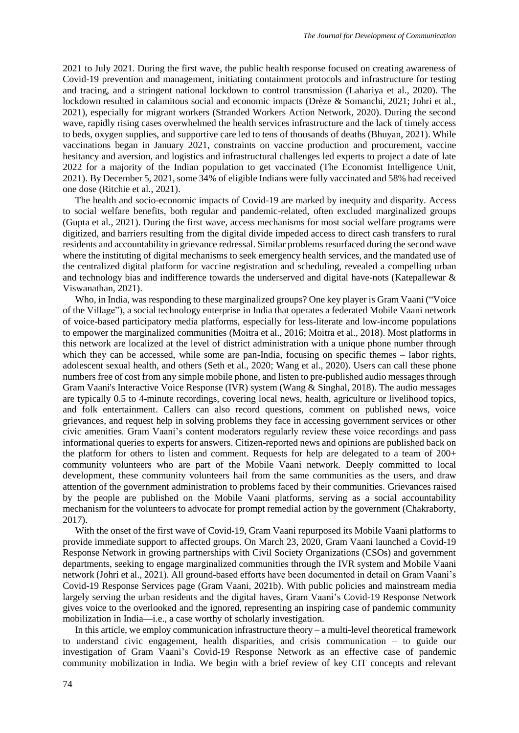2021 to July 2021. During the first wave, the public health response focused on creating awareness of Covid-19 prevention and management, initiating containment protocols and infrastructure for testing and tracing, and a stringent national lockdown to control transmission (Lahariya et al., 2020). The lockdown resulted in calamitous social and economic impacts (Drèze & Somanchi, 2021; Johri et al., 2021), especially for migrant workers (Stranded Workers Action Network, 2020). During the second wave, rapidly rising cases overwhelmed the health services infrastructure and the lack of timely access to beds, oxygen supplies, and supportive care led to tens of thousands of deaths (Bhuyan, 2021). While vaccinations began in January 2021, constraints on vaccine production and procurement, vaccine hesitancy and aversion, and logistics and infrastructural challenges led experts to project a date of late 2022 for a majority of the Indian population to get vaccinated (The Economist Intelligence Unit, 2021). By December 5, 2021, some 34% of eligible Indians were fully vaccinated and 58% had received one dose (Ritchie et al., 2021).

The health and socio-economic impacts of Covid-19 are marked by inequity and disparity. Access to social welfare benefits, both regular and pandemic-related, often excluded marginalized groups (Gupta et al., 2021). During the first wave, access mechanisms for most social welfare programs were digitized, and barriers resulting from the digital divide impeded access to direct cash transfers to rural residents and accountability in grievance redressal. Similar problems resurfaced during the second wave where the instituting of digital mechanisms to seek emergency health services, and the mandated use of the centralized digital platform for vaccine registration and scheduling, revealed a compelling urban and technology bias and indifference towards the underserved and digital have-nots (Katepallewar & Viswanathan, 2021).

Who, in India, was responding to these marginalized groups? One key player is Gram Vaani ("Voice of the Village"), a social technology enterprise in India that operates a federated Mobile Vaani network of voice-based participatory media platforms, especially for less-literate and low-income populations to empower the marginalized communities (Moitra et al., 2016; Moitra et al., 2018). Most platforms in this network are localized at the level of district administration with a unique phone number through which they can be accessed, while some are pan-India, focusing on specific themes – labor rights, adolescent sexual health, and others (Seth et al., 2020; Wang et al., 2020). Users can call these phone numbers free of cost from any simple mobile phone, and listen to pre-published audio messages through Gram Vaani's Interactive Voice Response (IVR) system (Wang & Singhal, 2018). The audio messages are typically 0.5 to 4-minute recordings, covering local news, health, agriculture or livelihood topics, and folk entertainment. Callers can also record questions, comment on published news, voice grievances, and request help in solving problems they face in accessing government services or other civic amenities. Gram Vaani's content moderators regularly review these voice recordings and pass informational queries to experts for answers. Citizen-reported news and opinions are published back on the platform for others to listen and comment. Requests for help are delegated to a team of 200+ community volunteers who are part of the Mobile Vaani network. Deeply committed to local development, these community volunteers hail from the same communities as the users, and draw attention of the government administration to problems faced by their communities. Grievances raised by the people are published on the Mobile Vaani platforms, serving as a social accountability mechanism for the volunteers to advocate for prompt remedial action by the government (Chakraborty, 2017).

With the onset of the first wave of Covid-19, Gram Vaani repurposed its Mobile Vaani platforms to provide immediate support to affected groups. On March 23, 2020, Gram Vaani launched a Covid-19 Response Network in growing partnerships with Civil Society Organizations (CSOs) and government departments, seeking to engage marginalized communities through the IVR system and Mobile Vaani network (Johri et al., 2021). All ground-based efforts have been documented in detail on Gram Vaani's Covid-19 Response Services page (Gram Vaani, 2021b). With public policies and mainstream media largely serving the urban residents and the digital haves, Gram Vaani's Covid-19 Response Network gives voice to the overlooked and the ignored, representing an inspiring case of pandemic community mobilization in India—i.e., a case worthy of scholarly investigation.

In this article, we employ communication infrastructure theory – a multi-level theoretical framework to understand civic engagement, health disparities, and crisis communication – to guide our investigation of Gram Vaani's Covid-19 Response Network as an effective case of pandemic community mobilization in India. We begin with a brief review of key CIT concepts and relevant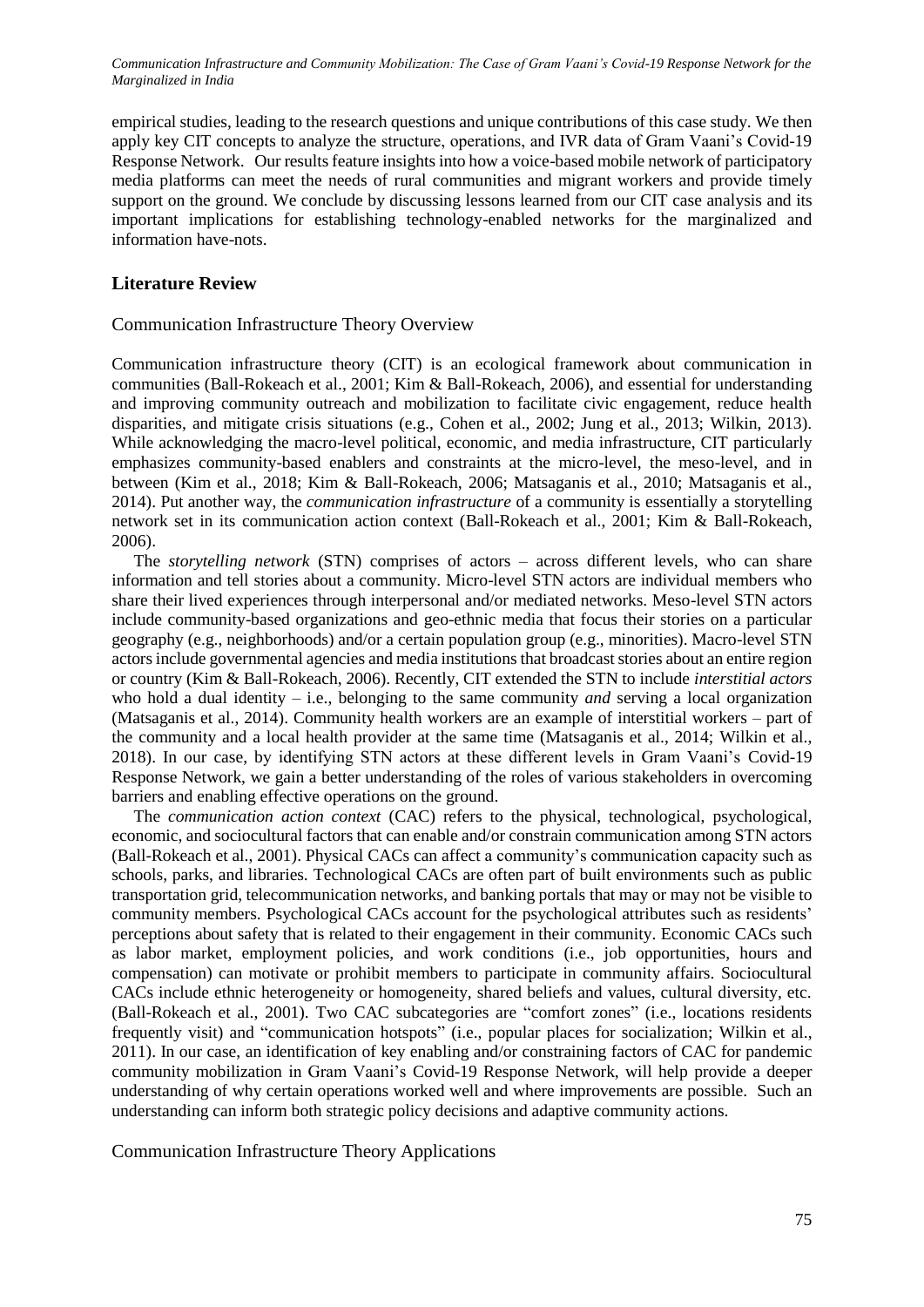empirical studies, leading to the research questions and unique contributions of this case study. We then apply key CIT concepts to analyze the structure, operations, and IVR data of Gram Vaani's Covid-19 Response Network. Our results feature insights into how a voice-based mobile network of participatory media platforms can meet the needs of rural communities and migrant workers and provide timely support on the ground. We conclude by discussing lessons learned from our CIT case analysis and its important implications for establishing technology-enabled networks for the marginalized and information have-nots.

## Literature Review

### Communication Infrastructure Theory Overview

Communication infrastructure theory (CIT) is an ecological framework about communication in communities (Ball-Rokeach et al., 2001; Kim & Ball-Rokeach, 2006), and essential for understanding and improving community outreach and mobilization to facilitate civic engagement, reduce health disparities, and mitigate crisis situations (e.g., Cohen et al., 2002; Jung et al., 2013; Wilkin, 2013). While acknowledging the macro-level political, economic, and media infrastructure, CIT particularly emphasizes community-based enablers and constraints at the micro-level, the meso-level, and in between (Kim et al., 2018; Kim & Ball-Rokeach, 2006; Matsaganis et al., 2010; Matsaganis et al., 2014). Put another way, the *communication infrastructure* of a community is essentially a storytelling network set in its communication action context (Ball-Rokeach et al., 2001; Kim & Ball-Rokeach, 2006).

The *storytelling network* (STN) comprises of actors – across different levels, who can share information and tell stories about a community. Micro-level STN actors are individual members who share their lived experiences through interpersonal and/or mediated networks. Meso-level STN actors include community-based organizations and geo-ethnic media that focus their stories on a particular geography (e.g., neighborhoods) and/or a certain population group (e.g., minorities). Macro-level STN actors include governmental agencies and media institutions that broadcast stories about an entire region or country (Kim & Ball-Rokeach, 2006). Recently, CIT extended the STN to include *interstitial actors* who hold a dual identity – i.e., belonging to the same community *and* serving a local organization (Matsaganis et al., 2014). Community health workers are an example of interstitial workers – part of the community and a local health provider at the same time (Matsaganis et al., 2014; Wilkin et al., 2018). In our case, by identifying STN actors at these different levels in Gram Vaani's Covid-19 Response Network, we gain a better understanding of the roles of various stakeholders in overcoming barriers and enabling effective operations on the ground.

The *communication action context* (CAC) refers to the physical, technological, psychological, economic, and sociocultural factors that can enable and/or constrain communication among STN actors (Ball-Rokeach et al., 2001). Physical CACs can affect a community's communication capacity such as schools, parks, and libraries. Technological CACs are often part of built environments such as public transportation grid, telecommunication networks, and banking portals that may or may not be visible to community members. Psychological CACs account for the psychological attributes such as residents' perceptions about safety that is related to their engagement in their community. Economic CACs such as labor market, employment policies, and work conditions (i.e., job opportunities, hours and compensation) can motivate or prohibit members to participate in community affairs. Sociocultural CACs include ethnic heterogeneity or homogeneity, shared beliefs and values, cultural diversity, etc. (Ball-Rokeach et al., 2001). Two CAC subcategories are "comfort zones" (i.e., locations residents frequently visit) and "communication hotspots" (i.e., popular places for socialization; Wilkin et al., 2011). In our case, an identification of key enabling and/or constraining factors of CAC for pandemic community mobilization in Gram Vaani's Covid-19 Response Network, will help provide a deeper understanding of why certain operations worked well and where improvements are possible. Such an understanding can inform both strategic policy decisions and adaptive community actions.

### Communication Infrastructure Theory Applications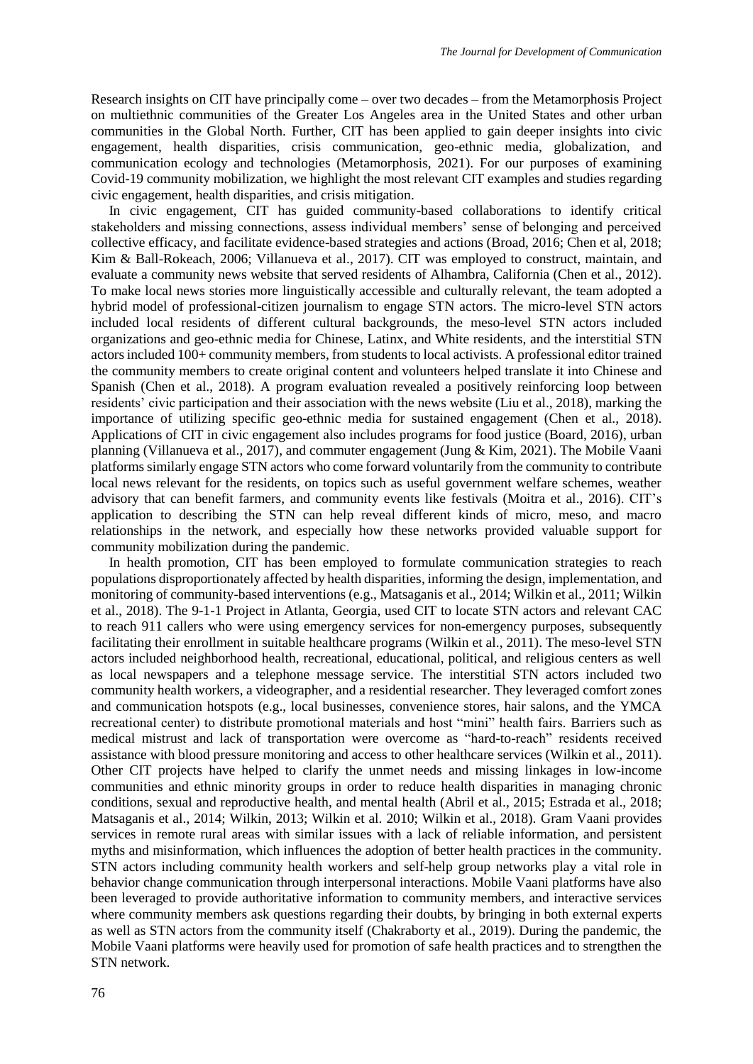Research insights on CIT have principally come – over two decades – from the Metamorphosis Project on multiethnic communities of the Greater Los Angeles area in the United States and other urban communities in the Global North. Further, CIT has been applied to gain deeper insights into civic engagement, health disparities, crisis communication, geo-ethnic media, globalization, and communication ecology and technologies (Metamorphosis, 2021). For our purposes of examining Covid-19 community mobilization, we highlight the most relevant CIT examples and studies regarding civic engagement, health disparities, and crisis mitigation.

In civic engagement, CIT has guided community-based collaborations to identify critical stakeholders and missing connections, assess individual members' sense of belonging and perceived collective efficacy, and facilitate evidence-based strategies and actions (Broad, 2016; Chen et al, 2018; Kim & Ball-Rokeach, 2006; Villanueva et al., 2017). CIT was employed to construct, maintain, and evaluate a community news website that served residents of Alhambra, California (Chen et al., 2012). To make local news stories more linguistically accessible and culturally relevant, the team adopted a hybrid model of professional-citizen journalism to engage STN actors. The micro-level STN actors included local residents of different cultural backgrounds, the meso-level STN actors included organizations and geo-ethnic media for Chinese, Latinx, and White residents, and the interstitial STN actors included 100+ community members, from students to local activists. A professional editor trained the community members to create original content and volunteers helped translate it into Chinese and Spanish (Chen et al., 2018). A program evaluation revealed a positively reinforcing loop between residents' civic participation and their association with the news website (Liu et al., 2018), marking the importance of utilizing specific geo-ethnic media for sustained engagement (Chen et al., 2018). Applications of CIT in civic engagement also includes programs for food justice (Board, 2016), urban planning (Villanueva et al., 2017), and commuter engagement (Jung & Kim, 2021). The Mobile Vaani platforms similarly engage STN actors who come forward voluntarily from the community to contribute local news relevant for the residents, on topics such as useful government welfare schemes, weather advisory that can benefit farmers, and community events like festivals (Moitra et al., 2016). CIT's application to describing the STN can help reveal different kinds of micro, meso, and macro relationships in the network, and especially how these networks provided valuable support for community mobilization during the pandemic.

In health promotion, CIT has been employed to formulate communication strategies to reach populations disproportionately affected by health disparities, informing the design, implementation, and monitoring of community-based interventions (e.g., Matsaganis et al., 2014; Wilkin et al., 2011; Wilkin et al., 2018). The 9-1-1 Project in Atlanta, Georgia, used CIT to locate STN actors and relevant CAC to reach 911 callers who were using emergency services for non-emergency purposes, subsequently facilitating their enrollment in suitable healthcare programs (Wilkin et al., 2011). The meso-level STN actors included neighborhood health, recreational, educational, political, and religious centers as well as local newspapers and a telephone message service. The interstitial STN actors included two community health workers, a videographer, and a residential researcher. They leveraged comfort zones and communication hotspots (e.g., local businesses, convenience stores, hair salons, and the YMCA recreational center) to distribute promotional materials and host "mini" health fairs. Barriers such as medical mistrust and lack of transportation were overcome as "hard-to-reach" residents received assistance with blood pressure monitoring and access to other healthcare services (Wilkin et al., 2011). Other CIT projects have helped to clarify the unmet needs and missing linkages in low-income communities and ethnic minority groups in order to reduce health disparities in managing chronic conditions, sexual and reproductive health, and mental health (Abril et al., 2015; Estrada et al., 2018; Matsaganis et al., 2014; Wilkin, 2013; Wilkin et al. 2010; Wilkin et al., 2018). Gram Vaani provides services in remote rural areas with similar issues with a lack of reliable information, and persistent myths and misinformation, which influences the adoption of better health practices in the community. STN actors including community health workers and self-help group networks play a vital role in behavior change communication through interpersonal interactions. Mobile Vaani platforms have also been leveraged to provide authoritative information to community members, and interactive services where community members ask questions regarding their doubts, by bringing in both external experts as well as STN actors from the community itself (Chakraborty et al., 2019). During the pandemic, the Mobile Vaani platforms were heavily used for promotion of safe health practices and to strengthen the STN network.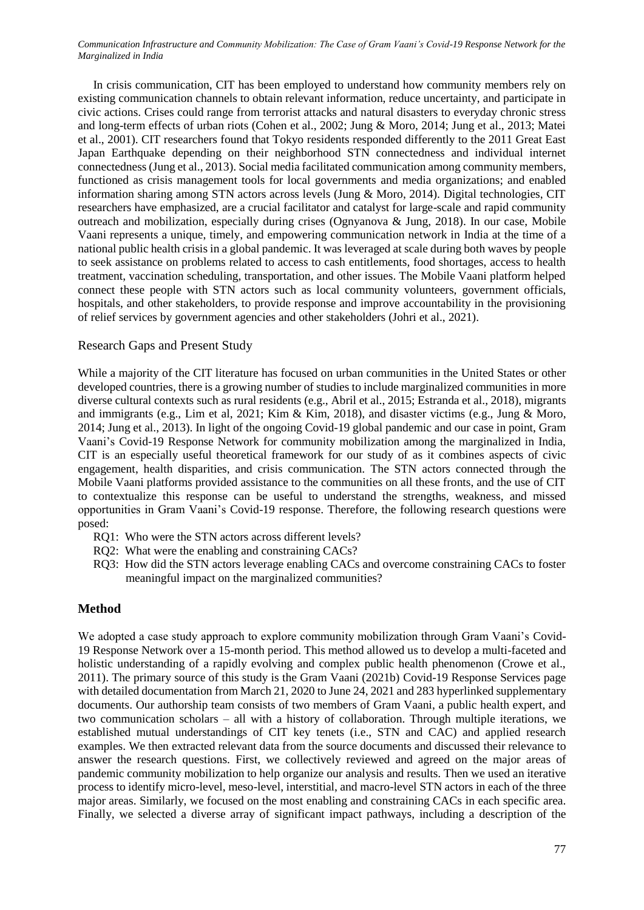In crisis communication, CIT has been employed to understand how community members rely on existing communication channels to obtain relevant information, reduce uncertainty, and participate in civic actions. Crises could range from terrorist attacks and natural disasters to everyday chronic stress and long-term effects of urban riots (Cohen et al., 2002; Jung & Moro, 2014; Jung et al., 2013; Matei et al., 2001). CIT researchers found that Tokyo residents responded differently to the 2011 Great East Japan Earthquake depending on their neighborhood STN connectedness and individual internet connectedness (Jung et al., 2013). Social media facilitated communication among community members, functioned as crisis management tools for local governments and media organizations; and enabled information sharing among STN actors across levels (Jung & Moro, 2014). Digital technologies, CIT researchers have emphasized, are a crucial facilitator and catalyst for large-scale and rapid community outreach and mobilization, especially during crises (Ognyanova & Jung, 2018). In our case, Mobile Vaani represents a unique, timely, and empowering communication network in India at the time of a national public health crisis in a global pandemic. It was leveraged at scale during both waves by people to seek assistance on problems related to access to cash entitlements, food shortages, access to health treatment, vaccination scheduling, transportation, and other issues. The Mobile Vaani platform helped connect these people with STN actors such as local community volunteers, government officials, hospitals, and other stakeholders, to provide response and improve accountability in the provisioning of relief services by government agencies and other stakeholders (Johri et al., 2021).

### Research Gaps and Present Study

While a majority of the CIT literature has focused on urban communities in the United States or other developed countries, there is a growing number of studies to include marginalized communities in more diverse cultural contexts such as rural residents (e.g., Abril et al., 2015; Estranda et al., 2018), migrants and immigrants (e.g., Lim et al, 2021; Kim & Kim, 2018), and disaster victims (e.g., Jung & Moro, 2014; Jung et al., 2013). In light of the ongoing Covid-19 global pandemic and our case in point, Gram Vaani's Covid-19 Response Network for community mobilization among the marginalized in India, CIT is an especially useful theoretical framework for our study of as it combines aspects of civic engagement, health disparities, and crisis communication. The STN actors connected through the Mobile Vaani platforms provided assistance to the communities on all these fronts, and the use of CIT to contextualize this response can be useful to understand the strengths, weakness, and missed opportunities in Gram Vaani's Covid-19 response. Therefore, the following research questions were posed:

- RQ1: Who were the STN actors across different levels?
- RQ2: What were the enabling and constraining CACs?
- RQ3: How did the STN actors leverage enabling CACs and overcome constraining CACs to foster meaningful impact on the marginalized communities?

## Method

We adopted a case study approach to explore community mobilization through Gram Vaani's Covid-19 Response Network over a 15-month period. This method allowed us to develop a multi-faceted and holistic understanding of a rapidly evolving and complex public health phenomenon (Crowe et al., 2011). The primary source of this study is the Gram Vaani (2021b) Covid-19 Response Services page with detailed documentation from March 21, 2020 to June 24, 2021 and 283 hyperlinked supplementary documents. Our authorship team consists of two members of Gram Vaani, a public health expert, and two communication scholars – all with a history of collaboration. Through multiple iterations, we established mutual understandings of CIT key tenets (i.e., STN and CAC) and applied research examples. We then extracted relevant data from the source documents and discussed their relevance to answer the research questions. First, we collectively reviewed and agreed on the major areas of pandemic community mobilization to help organize our analysis and results. Then we used an iterative process to identify micro-level, meso-level, interstitial, and macro-level STN actors in each of the three major areas. Similarly, we focused on the most enabling and constraining CACs in each specific area. Finally, we selected a diverse array of significant impact pathways, including a description of the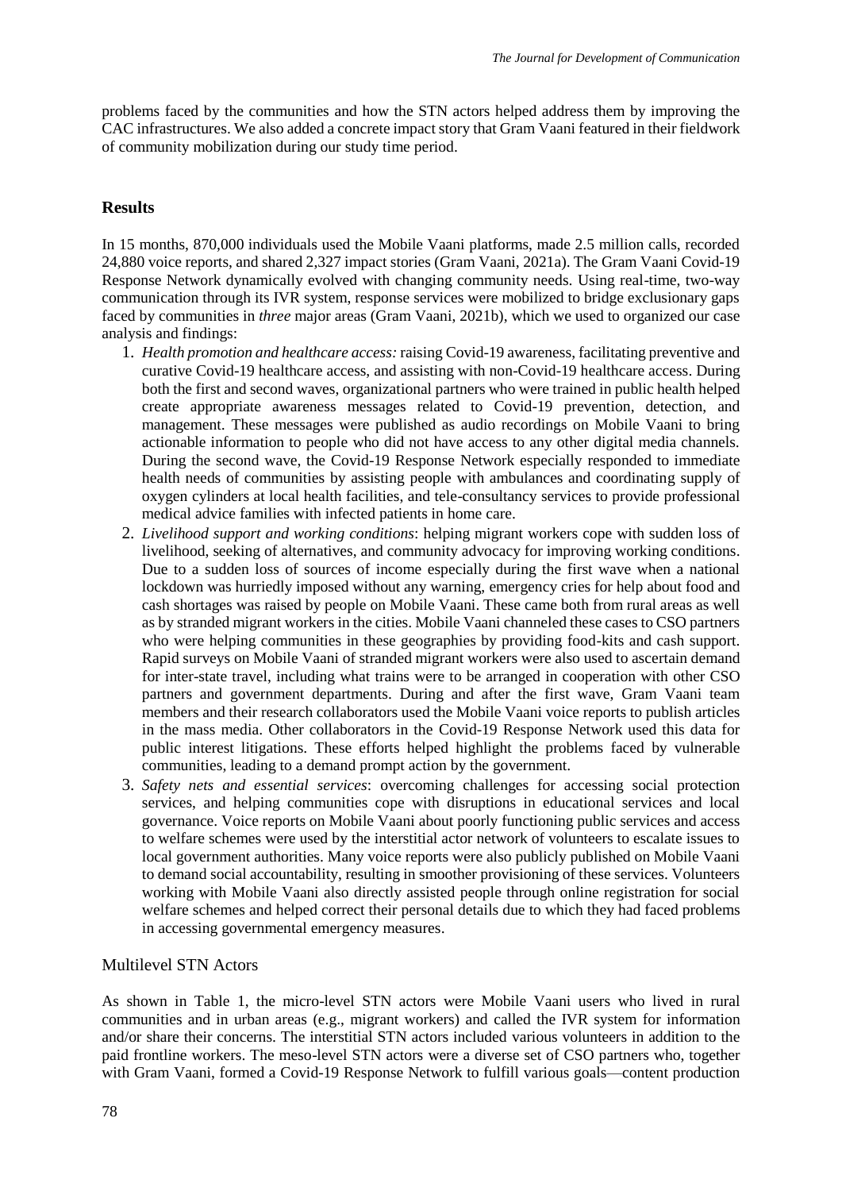problems faced by the communities and how the STN actors helped address them by improving the CAC infrastructures. We also added a concrete impact story that Gram Vaani featured in their fieldwork of community mobilization during our study time period.

## Results

In 15 months, 870,000 individuals used the Mobile Vaani platforms, made 2.5 million calls, recorded 24,880 voice reports, and shared 2,327 impact stories (Gram Vaani, 2021a). The Gram Vaani Covid-19 Response Network dynamically evolved with changing community needs. Using real-time, two-way communication through its IVR system, response services were mobilized to bridge exclusionary gaps faced by communities in *three* major areas (Gram Vaani, 2021b), which we used to organized our case analysis and findings:

1. *Health promotion and healthcare access:* raising Covid-19 awareness, facilitating preventive and curative Covid-19 healthcare access, and assisting with non-Covid-19 healthcare access. During both the first and second waves, organizational partners who were trained in public health helped create appropriate awareness messages related to Covid-19 prevention, detection, and management. These messages were published as audio recordings on Mobile Vaani to bring actionable information to people who did not have access to any other digital media channels. During the second wave, the Covid-19 Response Network especially responded to immediate health needs of communities by assisting people with ambulances and coordinating supply of oxygen cylinders at local health facilities, and tele-consultancy services to provide professional medical advice families with infected patients in home care.
2. *Livelihood support and working conditions*: helping migrant workers cope with sudden loss of livelihood, seeking of alternatives, and community advocacy for improving working conditions. Due to a sudden loss of sources of income especially during the first wave when a national lockdown was hurriedly imposed without any warning, emergency cries for help about food and cash shortages was raised by people on Mobile Vaani. These came both from rural areas as well as by stranded migrant workers in the cities. Mobile Vaani channeled these cases to CSO partners who were helping communities in these geographies by providing food-kits and cash support. Rapid surveys on Mobile Vaani of stranded migrant workers were also used to ascertain demand for inter-state travel, including what trains were to be arranged in cooperation with other CSO partners and government departments. During and after the first wave, Gram Vaani team members and their research collaborators used the Mobile Vaani voice reports to publish articles in the mass media. Other collaborators in the Covid-19 Response Network used this data for public interest litigations. These efforts helped highlight the problems faced by vulnerable communities, leading to a demand prompt action by the government.
3. *Safety nets and essential services*: overcoming challenges for accessing social protection services, and helping communities cope with disruptions in educational services and local governance. Voice reports on Mobile Vaani about poorly functioning public services and access to welfare schemes were used by the interstitial actor network of volunteers to escalate issues to local government authorities. Many voice reports were also publicly published on Mobile Vaani to demand social accountability, resulting in smoother provisioning of these services. Volunteers working with Mobile Vaani also directly assisted people through online registration for social welfare schemes and helped correct their personal details due to which they had faced problems in accessing governmental emergency measures.

### Multilevel STN Actors

As shown in Table 1, the micro-level STN actors were Mobile Vaani users who lived in rural communities and in urban areas (e.g., migrant workers) and called the IVR system for information and/or share their concerns. The interstitial STN actors included various volunteers in addition to the paid frontline workers. The meso-level STN actors were a diverse set of CSO partners who, together with Gram Vaani, formed a Covid-19 Response Network to fulfill various goals—content production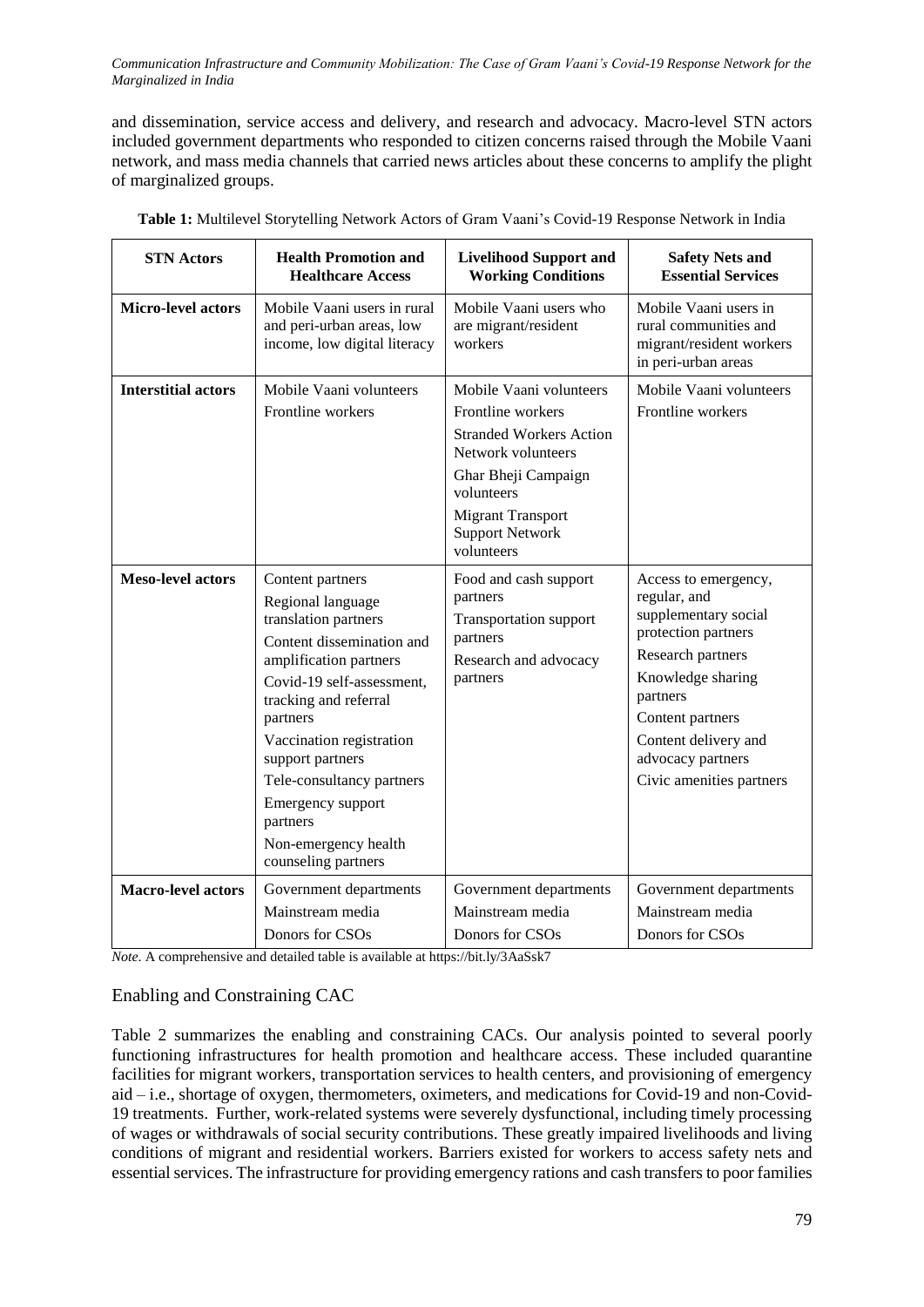and dissemination, service access and delivery, and research and advocacy. Macro-level STN actors included government departments who responded to citizen concerns raised through the Mobile Vaani network, and mass media channels that carried news articles about these concerns to amplify the plight of marginalized groups.

**Table 1:** Multilevel Storytelling Network Actors of Gram Vaani's Covid-19 Response Network in India

| STN Actors | Health Promotion and Healthcare Access | Livelihood Support and Working Conditions | Safety Nets and Essential Services |
|---|---|---|---|
| **Micro-level actors** | Mobile Vaani users in rural and peri-urban areas, low income, low digital literacy | Mobile Vaani users who are migrant/resident workers | Mobile Vaani users in rural communities and migrant/resident workers in peri-urban areas |
| **Interstitial actors** | Mobile Vaani volunteers<br>Frontline workers | Mobile Vaani volunteers<br>Frontline workers<br>Stranded Workers Action Network volunteers<br>Ghar Bheji Campaign volunteers<br>Migrant Transport Support Network volunteers | Mobile Vaani volunteers<br>Frontline workers |
| **Meso-level actors** | Content partners<br>Regional language translation partners<br>Content dissemination and amplification partners<br>Covid-19 self-assessment, tracking and referral partners<br>Vaccination registration support partners<br>Tele-consultancy partners<br>Emergency support partners<br>Non-emergency health counseling partners | Food and cash support partners<br>Transportation support partners<br>Research and advocacy partners | Access to emergency, regular, and supplementary social protection partners<br>Research partners<br>Knowledge sharing partners<br>Content partners<br>Content delivery and advocacy partners<br>Civic amenities partners |
| **Macro-level actors** | Government departments<br>Mainstream media<br>Donors for CSOs | Government departments<br>Mainstream media<br>Donors for CSOs | Government departments<br>Mainstream media<br>Donors for CSOs |

*Note*. A comprehensive and detailed table is available at https://bit.ly/3AaSsk7

## Enabling and Constraining CAC

Table 2 summarizes the enabling and constraining CACs. Our analysis pointed to several poorly functioning infrastructures for health promotion and healthcare access. These included quarantine facilities for migrant workers, transportation services to health centers, and provisioning of emergency aid – i.e., shortage of oxygen, thermometers, oximeters, and medications for Covid-19 and non-Covid-19 treatments. Further, work-related systems were severely dysfunctional, including timely processing of wages or withdrawals of social security contributions. These greatly impaired livelihoods and living conditions of migrant and residential workers. Barriers existed for workers to access safety nets and essential services. The infrastructure for providing emergency rations and cash transfers to poor families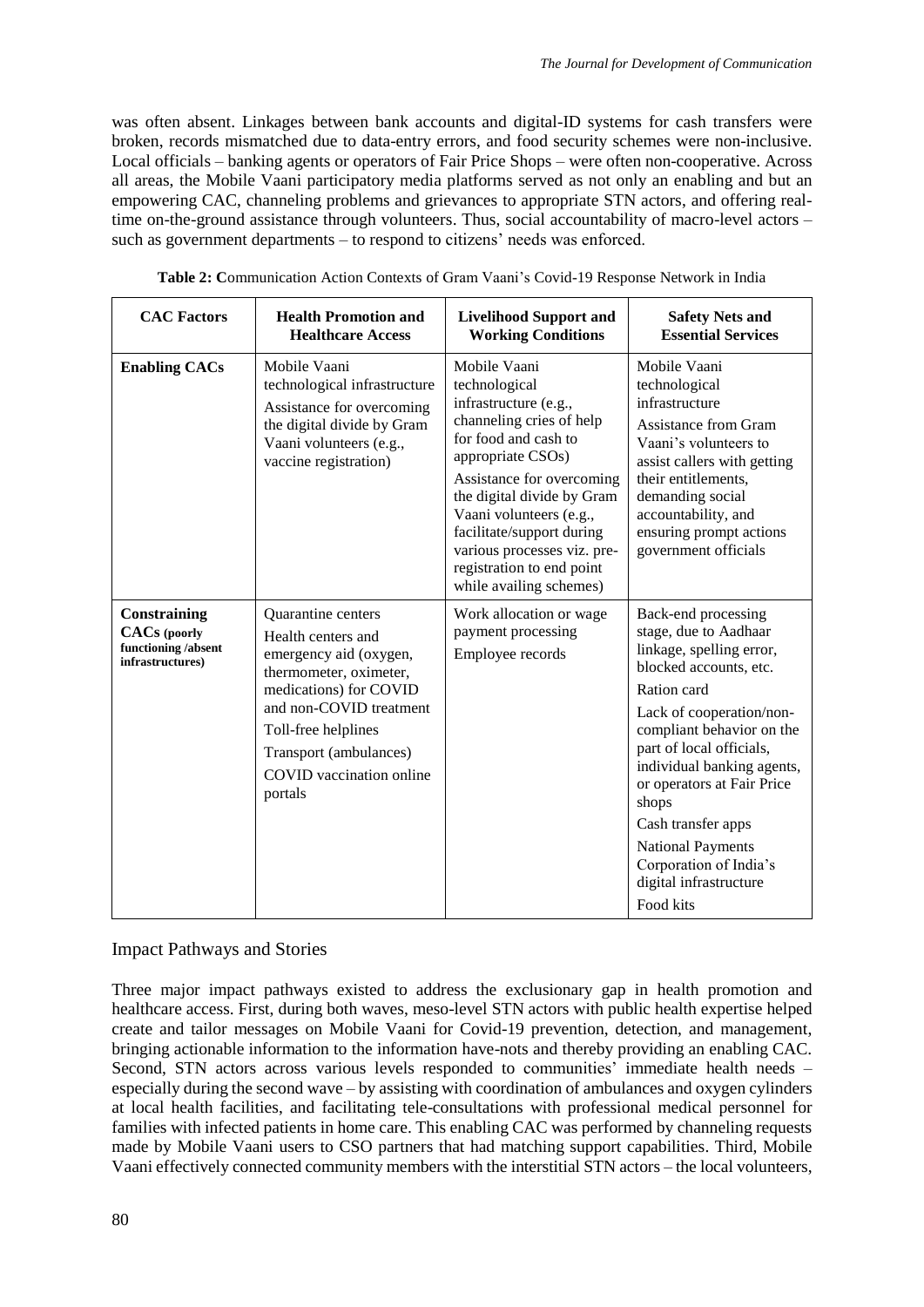was often absent. Linkages between bank accounts and digital-ID systems for cash transfers were broken, records mismatched due to data-entry errors, and food security schemes were non-inclusive. Local officials – banking agents or operators of Fair Price Shops – were often non-cooperative. Across all areas, the Mobile Vaani participatory media platforms served as not only an enabling and but an empowering CAC, channeling problems and grievances to appropriate STN actors, and offering real-time on-the-ground assistance through volunteers. Thus, social accountability of macro-level actors – such as government departments – to respond to citizens' needs was enforced.

**Table 2: C**ommunication Action Contexts of Gram Vaani's Covid-19 Response Network in India

| CAC Factors | Health Promotion and Healthcare Access | Livelihood Support and Working Conditions | Safety Nets and Essential Services |
|---|---|---|---|
| **Enabling CACs** | Mobile Vaani technological infrastructure<br>Assistance for overcoming the digital divide by Gram Vaani volunteers (e.g., vaccine registration) | Mobile Vaani technological infrastructure (e.g., channeling cries of help for food and cash to appropriate CSOs)<br>Assistance for overcoming the digital divide by Gram Vaani volunteers (e.g., facilitate/support during various processes viz. pre-registration to end point while availing schemes) | Mobile Vaani technological infrastructure<br>Assistance from Gram Vaani's volunteers to assist callers with getting their entitlements, demanding social accountability, and ensuring prompt actions government officials |
| **Constraining CACs (poorly functioning /absent infrastructures)** | Quarantine centers<br>Health centers and emergency aid (oxygen, thermometer, oximeter, medications) for COVID and non-COVID treatment<br>Toll-free helplines<br>Transport (ambulances)<br>COVID vaccination online portals | Work allocation or wage payment processing<br>Employee records | Back-end processing stage, due to Aadhaar linkage, spelling error, blocked accounts, etc.<br>Ration card<br>Lack of cooperation/non-compliant behavior on the part of local officials, individual banking agents, or operators at Fair Price shops<br>Cash transfer apps<br>National Payments Corporation of India's digital infrastructure<br>Food kits |

## Impact Pathways and Stories

Three major impact pathways existed to address the exclusionary gap in health promotion and healthcare access. First, during both waves, meso-level STN actors with public health expertise helped create and tailor messages on Mobile Vaani for Covid-19 prevention, detection, and management, bringing actionable information to the information have-nots and thereby providing an enabling CAC. Second, STN actors across various levels responded to communities' immediate health needs – especially during the second wave – by assisting with coordination of ambulances and oxygen cylinders at local health facilities, and facilitating tele-consultations with professional medical personnel for families with infected patients in home care. This enabling CAC was performed by channeling requests made by Mobile Vaani users to CSO partners that had matching support capabilities. Third, Mobile Vaani effectively connected community members with the interstitial STN actors – the local volunteers,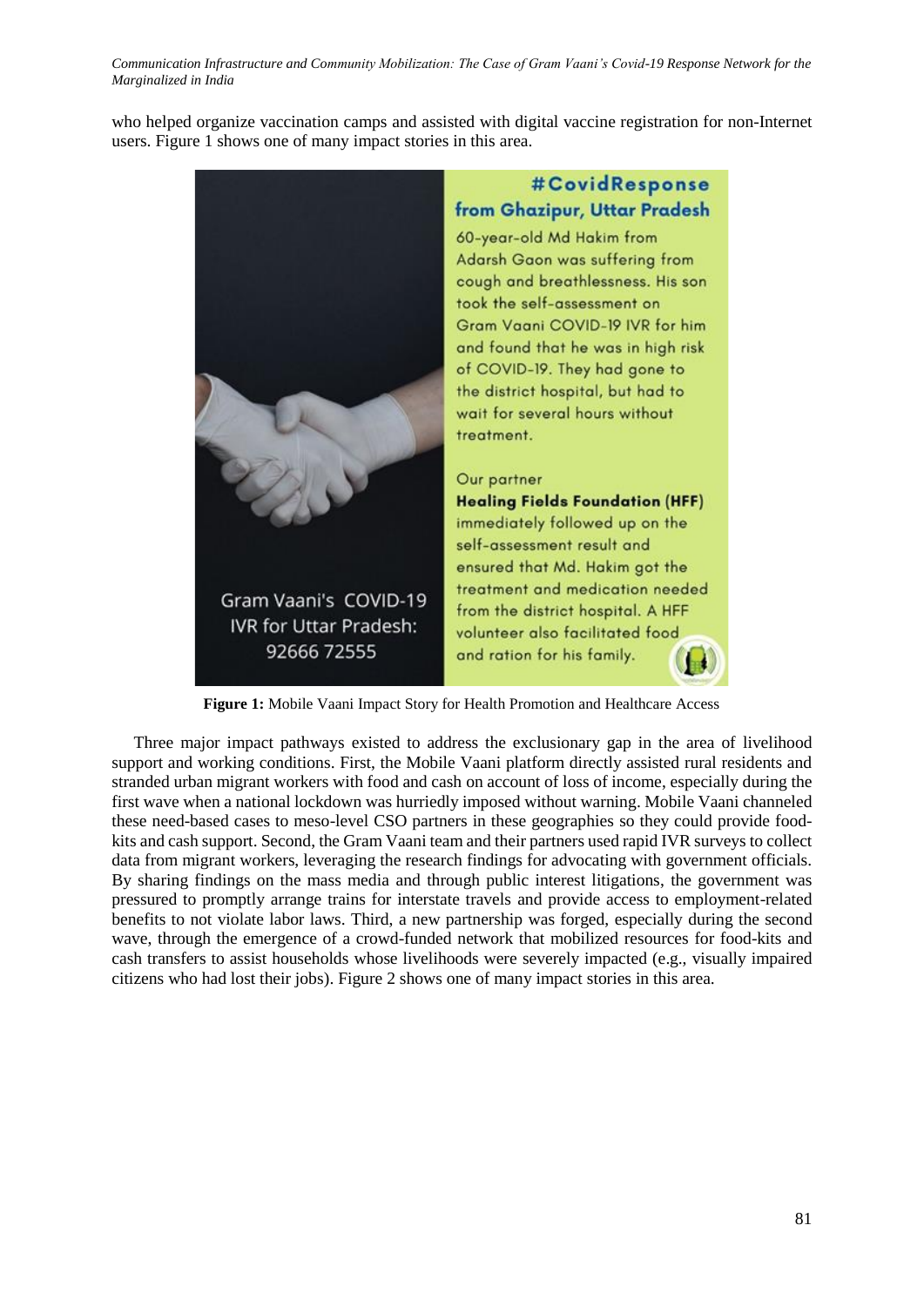who helped organize vaccination camps and assisted with digital vaccine registration for non-Internet users. Figure 1 shows one of many impact stories in this area.

**Figure 1:** Mobile Vaani Impact Story for Health Promotion and Healthcare Access

Three major impact pathways existed to address the exclusionary gap in the area of livelihood support and working conditions. First, the Mobile Vaani platform directly assisted rural residents and stranded urban migrant workers with food and cash on account of loss of income, especially during the first wave when a national lockdown was hurriedly imposed without warning. Mobile Vaani channeled these need-based cases to meso-level CSO partners in these geographies so they could provide food-kits and cash support. Second, the Gram Vaani team and their partners used rapid IVR surveys to collect data from migrant workers, leveraging the research findings for advocating with government officials. By sharing findings on the mass media and through public interest litigations, the government was pressured to promptly arrange trains for interstate travels and provide access to employment-related benefits to not violate labor laws. Third, a new partnership was forged, especially during the second wave, through the emergence of a crowd-funded network that mobilized resources for food-kits and cash transfers to assist households whose livelihoods were severely impacted (e.g., visually impaired citizens who had lost their jobs). Figure 2 shows one of many impact stories in this area.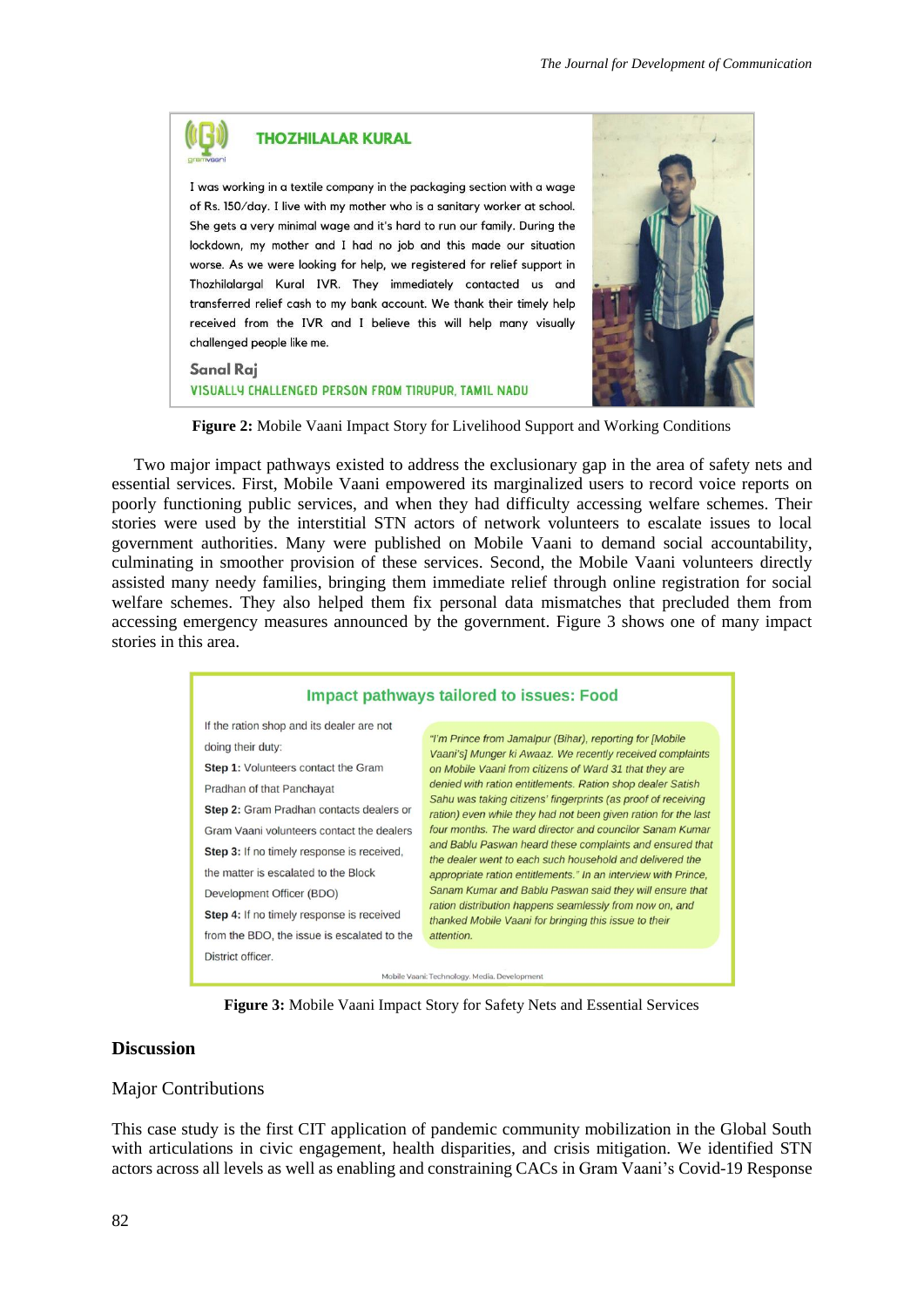**THOZHILALAR KURAL**

I was working in a textile company in the packaging section with a wage of Rs. 150/day. I live with my mother who is a sanitary worker at school. She gets a very minimal wage and it's hard to run our family. During the lockdown, my mother and I had no job and this made our situation worse. As we were looking for help, we registered for relief support in Thozhilalargal Kural IVR. They immediately contacted us and transferred relief cash to my bank account. We thank their timely help received from the IVR and I believe this will help many visually challenged people like me.

**Sanal Raj**
VISUALLY CHALLENGED PERSON FROM TIRUPUR, TAMIL NADU

**Figure 2:** Mobile Vaani Impact Story for Livelihood Support and Working Conditions

Two major impact pathways existed to address the exclusionary gap in the area of safety nets and essential services. First, Mobile Vaani empowered its marginalized users to record voice reports on poorly functioning public services, and when they had difficulty accessing welfare schemes. Their stories were used by the interstitial STN actors of network volunteers to escalate issues to local government authorities. Many were published on Mobile Vaani to demand social accountability, culminating in smoother provision of these services. Second, the Mobile Vaani volunteers directly assisted many needy families, bringing them immediate relief through online registration for social welfare schemes. They also helped them fix personal data mismatches that precluded them from accessing emergency measures announced by the government. Figure 3 shows one of many impact stories in this area.

**Impact pathways tailored to issues: Food**

If the ration shop and its dealer are not doing their duty:

**Step 1:** Volunteers contact the Gram Pradhan of that Panchayat

**Step 2:** Gram Pradhan contacts dealers or Gram Vaani volunteers contact the dealers

**Step 3:** If no timely response is received, the matter is escalated to the Block Development Officer (BDO)

**Step 4:** If no timely response is received from the BDO, the issue is escalated to the District officer.

*"I'm Prince from Jamalpur (Bihar), reporting for [Mobile Vaani's] Munger ki Awaaz. We recently received complaints on Mobile Vaani from citizens of Ward 31 that they are denied with ration entitlements. Ration shop dealer Satish Sahu was taking citizens' fingerprints (as proof of receiving ration) even while they had not been given ration for the last four months. The ward director and councilor Sanam Kumar and Bablu Paswan heard these complaints and ensured that the dealer went to each such household and delivered the appropriate ration entitlements." In an interview with Prince, Sanam Kumar and Bablu Paswan said they will ensure that ration distribution happens seamlessly from now on, and thanked Mobile Vaani for bringing this issue to their attention.*

Mobile Vaani: Technology. Media. Development

**Figure 3:** Mobile Vaani Impact Story for Safety Nets and Essential Services

## Discussion

### Major Contributions

This case study is the first CIT application of pandemic community mobilization in the Global South with articulations in civic engagement, health disparities, and crisis mitigation. We identified STN actors across all levels as well as enabling and constraining CACs in Gram Vaani's Covid-19 Response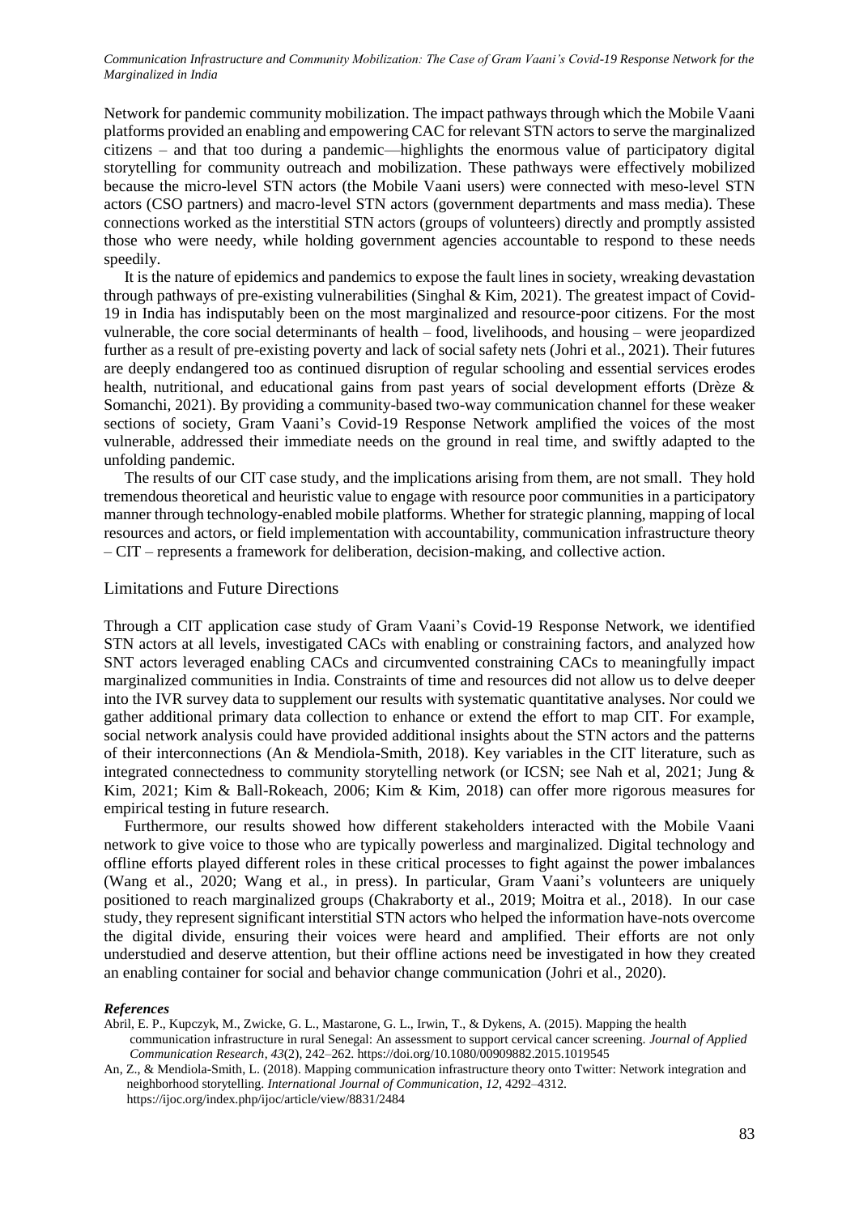Network for pandemic community mobilization. The impact pathways through which the Mobile Vaani platforms provided an enabling and empowering CAC for relevant STN actors to serve the marginalized citizens – and that too during a pandemic—highlights the enormous value of participatory digital storytelling for community outreach and mobilization. These pathways were effectively mobilized because the micro-level STN actors (the Mobile Vaani users) were connected with meso-level STN actors (CSO partners) and macro-level STN actors (government departments and mass media). These connections worked as the interstitial STN actors (groups of volunteers) directly and promptly assisted those who were needy, while holding government agencies accountable to respond to these needs speedily.

It is the nature of epidemics and pandemics to expose the fault lines in society, wreaking devastation through pathways of pre-existing vulnerabilities (Singhal & Kim, 2021). The greatest impact of Covid-19 in India has indisputably been on the most marginalized and resource-poor citizens. For the most vulnerable, the core social determinants of health – food, livelihoods, and housing – were jeopardized further as a result of pre-existing poverty and lack of social safety nets (Johri et al., 2021). Their futures are deeply endangered too as continued disruption of regular schooling and essential services erodes health, nutritional, and educational gains from past years of social development efforts (Drèze & Somanchi, 2021). By providing a community-based two-way communication channel for these weaker sections of society, Gram Vaani's Covid-19 Response Network amplified the voices of the most vulnerable, addressed their immediate needs on the ground in real time, and swiftly adapted to the unfolding pandemic.

The results of our CIT case study, and the implications arising from them, are not small. They hold tremendous theoretical and heuristic value to engage with resource poor communities in a participatory manner through technology-enabled mobile platforms. Whether for strategic planning, mapping of local resources and actors, or field implementation with accountability, communication infrastructure theory – CIT – represents a framework for deliberation, decision-making, and collective action.

## Limitations and Future Directions

Through a CIT application case study of Gram Vaani's Covid-19 Response Network, we identified STN actors at all levels, investigated CACs with enabling or constraining factors, and analyzed how SNT actors leveraged enabling CACs and circumvented constraining CACs to meaningfully impact marginalized communities in India. Constraints of time and resources did not allow us to delve deeper into the IVR survey data to supplement our results with systematic quantitative analyses. Nor could we gather additional primary data collection to enhance or extend the effort to map CIT. For example, social network analysis could have provided additional insights about the STN actors and the patterns of their interconnections (An & Mendiola-Smith, 2018). Key variables in the CIT literature, such as integrated connectedness to community storytelling network (or ICSN; see Nah et al, 2021; Jung & Kim, 2021; Kim & Ball-Rokeach, 2006; Kim & Kim, 2018) can offer more rigorous measures for empirical testing in future research.

Furthermore, our results showed how different stakeholders interacted with the Mobile Vaani network to give voice to those who are typically powerless and marginalized. Digital technology and offline efforts played different roles in these critical processes to fight against the power imbalances (Wang et al., 2020; Wang et al., in press). In particular, Gram Vaani's volunteers are uniquely positioned to reach marginalized groups (Chakraborty et al., 2019; Moitra et al., 2018). In our case study, they represent significant interstitial STN actors who helped the information have-nots overcome the digital divide, ensuring their voices were heard and amplified. Their efforts are not only understudied and deserve attention, but their offline actions need be investigated in how they created an enabling container for social and behavior change communication (Johri et al., 2020).

### *References*

Abril, E. P., Kupczyk, M., Zwicke, G. L., Mastarone, G. L., Irwin, T., & Dykens, A. (2015). Mapping the health communication infrastructure in rural Senegal: An assessment to support cervical cancer screening. *Journal of Applied Communication Research*, *43*(2), 242–262. https://doi.org/10.1080/00909882.2015.1019545

An, Z., & Mendiola-Smith, L. (2018). Mapping communication infrastructure theory onto Twitter: Network integration and neighborhood storytelling. *International Journal of Communication*, *12*, 4292–4312. https://ijoc.org/index.php/ijoc/article/view/8831/2484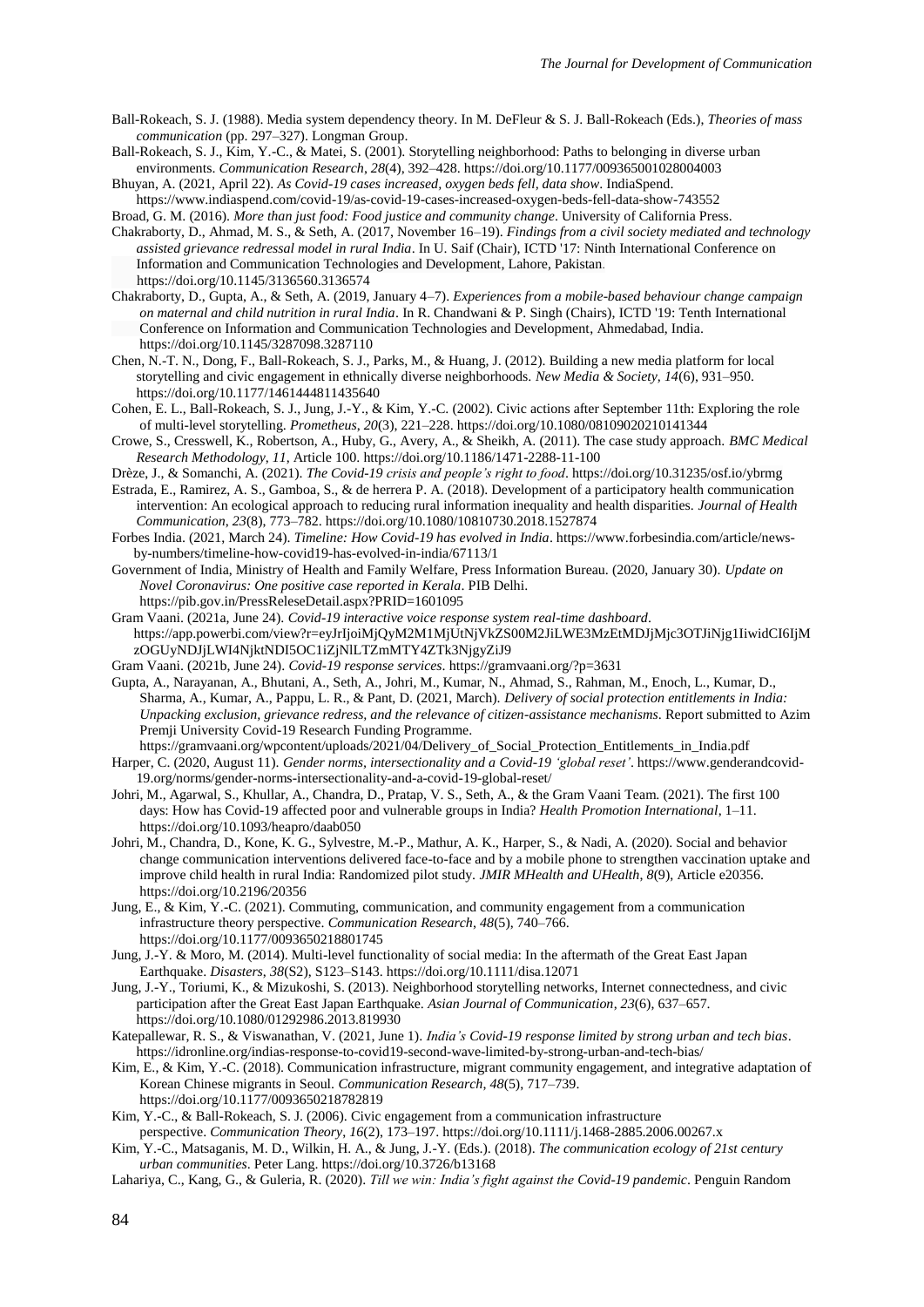Ball-Rokeach, S. J. (1988). Media system dependency theory. In M. DeFleur & S. J. Ball-Rokeach (Eds.), *Theories of mass communication* (pp. 297–327). Longman Group.

Ball-Rokeach, S. J., Kim, Y.-C., & Matei, S. (2001). Storytelling neighborhood: Paths to belonging in diverse urban environments. *Communication Research*, *28*(4), 392–428. https://doi.org/10.1177/009365001028004003

Bhuyan, A. (2021, April 22). *As Covid-19 cases increased, oxygen beds fell, data show*. IndiaSpend. https://www.indiaspend.com/covid-19/as-covid-19-cases-increased-oxygen-beds-fell-data-show-743552

Broad, G. M. (2016). *More than just food: Food justice and community change*. University of California Press.

Chakraborty, D., Ahmad, M. S., & Seth, A. (2017, November 16–19). *Findings from a civil society mediated and technology assisted grievance redressal model in rural India*. In U. Saif (Chair), ICTD '17: Ninth International Conference on Information and Communication Technologies and Development, Lahore, Pakistan. https://doi.org/10.1145/3136560.3136574

Chakraborty, D., Gupta, A., & Seth, A. (2019, January 4–7). *Experiences from a mobile-based behaviour change campaign on maternal and child nutrition in rural India*. In R. Chandwani & P. Singh (Chairs), ICTD '19: Tenth International Conference on Information and Communication Technologies and Development, Ahmedabad, India. https://doi.org/10.1145/3287098.3287110

Chen, N.-T. N., Dong, F., Ball-Rokeach, S. J., Parks, M., & Huang, J. (2012). Building a new media platform for local storytelling and civic engagement in ethnically diverse neighborhoods. *New Media & Society*, *14*(6), 931–950. https://doi.org/10.1177/1461444811435640

Cohen, E. L., Ball-Rokeach, S. J., Jung, J.-Y., & Kim, Y.-C. (2002). Civic actions after September 11th: Exploring the role of multi-level storytelling. *Prometheus*, *20*(3), 221–228. https://doi.org/10.1080/08109020210141344

Crowe, S., Cresswell, K., Robertson, A., Huby, G., Avery, A., & Sheikh, A. (2011). The case study approach. *BMC Medical Research Methodology*, *11*, Article 100. https://doi.org/10.1186/1471-2288-11-100

Drèze, J., & Somanchi, A. (2021). *The Covid-19 crisis and people's right to food*. https://doi.org/10.31235/osf.io/ybrmg

Estrada, E., Ramirez, A. S., Gamboa, S., & de herrera P. A. (2018). Development of a participatory health communication intervention: An ecological approach to reducing rural information inequality and health disparities. *Journal of Health Communication*, *23*(8), 773–782. https://doi.org/10.1080/10810730.2018.1527874

Forbes India. (2021, March 24). *Timeline: How Covid-19 has evolved in India*. https://www.forbesindia.com/article/news-by-numbers/timeline-how-covid19-has-evolved-in-india/67113/1

Government of India, Ministry of Health and Family Welfare, Press Information Bureau. (2020, January 30). *Update on Novel Coronavirus: One positive case reported in Kerala*. PIB Delhi. https://pib.gov.in/PressReleseDetail.aspx?PRID=1601095

Gram Vaani. (2021a, June 24). *Covid-19 interactive voice response system real-time dashboard*. https://app.powerbi.com/view?r=eyJrIjoiMjQyM2M1MjUtNjVkZS00M2JiLWE3MzEtMDJjMjc3OTJiNjg1IiwidCI6IjMzOGUyNDJjLWI4NjktNDI5OC1iZjNlLTZmMTY4ZTk3NjgyZiJ9

Gram Vaani. (2021b, June 24). *Covid-19 response services*. https://gramvaani.org/?p=3631

Gupta, A., Narayanan, A., Bhutani, A., Seth, A., Johri, M., Kumar, N., Ahmad, S., Rahman, M., Enoch, L., Kumar, D., Sharma, A., Kumar, A., Pappu, L. R., & Pant, D. (2021, March). *Delivery of social protection entitlements in India: Unpacking exclusion, grievance redress, and the relevance of citizen-assistance mechanisms*. Report submitted to Azim Premji University Covid-19 Research Funding Programme. https://gramvaani.org/wpcontent/uploads/2021/04/Delivery_of_Social_Protection_Entitlements_in_India.pdf

Harper, C. (2020, August 11). *Gender norms, intersectionality and a Covid-19 'global reset'*. https://www.genderandcovid-19.org/norms/gender-norms-intersectionality-and-a-covid-19-global-reset/

Johri, M., Agarwal, S., Khullar, A., Chandra, D., Pratap, V. S., Seth, A., & the Gram Vaani Team. (2021). The first 100 days: How has Covid-19 affected poor and vulnerable groups in India? *Health Promotion International*, 1–11. https://doi.org/10.1093/heapro/daab050

Johri, M., Chandra, D., Kone, K. G., Sylvestre, M.-P., Mathur, A. K., Harper, S., & Nadi, A. (2020). Social and behavior change communication interventions delivered face-to-face and by a mobile phone to strengthen vaccination uptake and improve child health in rural India: Randomized pilot study. *JMIR MHealth and UHealth*, *8*(9), Article e20356. https://doi.org/10.2196/20356

Jung, E., & Kim, Y.-C. (2021). Commuting, communication, and community engagement from a communication infrastructure theory perspective. *Communication Research*, *48*(5), 740–766. https://doi.org/10.1177/0093650218801745

Jung, J.-Y. & Moro, M. (2014). Multi-level functionality of social media: In the aftermath of the Great East Japan Earthquake. *Disasters*, *38*(S2), S123–S143. https://doi.org/10.1111/disa.12071

Jung, J.-Y., Toriumi, K., & Mizukoshi, S. (2013). Neighborhood storytelling networks, Internet connectedness, and civic participation after the Great East Japan Earthquake. *Asian Journal of Communication*, *23*(6), 637–657. https://doi.org/10.1080/01292986.2013.819930

Katepallewar, R. S., & Viswanathan, V. (2021, June 1). *India's Covid-19 response limited by strong urban and tech bias*. https://idronline.org/indias-response-to-covid19-second-wave-limited-by-strong-urban-and-tech-bias/

Kim, E., & Kim, Y.-C. (2018). Communication infrastructure, migrant community engagement, and integrative adaptation of Korean Chinese migrants in Seoul. *Communication Research*, *48*(5), 717–739. https://doi.org/10.1177/0093650218782819

Kim, Y.-C., & Ball-Rokeach, S. J. (2006). Civic engagement from a communication infrastructure perspective. *Communication Theory*, *16*(2), 173–197. https://doi.org/10.1111/j.1468-2885.2006.00267.x

Kim, Y.-C., Matsaganis, M. D., Wilkin, H. A., & Jung, J.-Y. (Eds.). (2018). *The communication ecology of 21st century urban communities*. Peter Lang. https://doi.org/10.3726/b13168

Lahariya, C., Kang, G., & Guleria, R. (2020). *Till we win: India's fight against the Covid-19 pandemic*. Penguin Random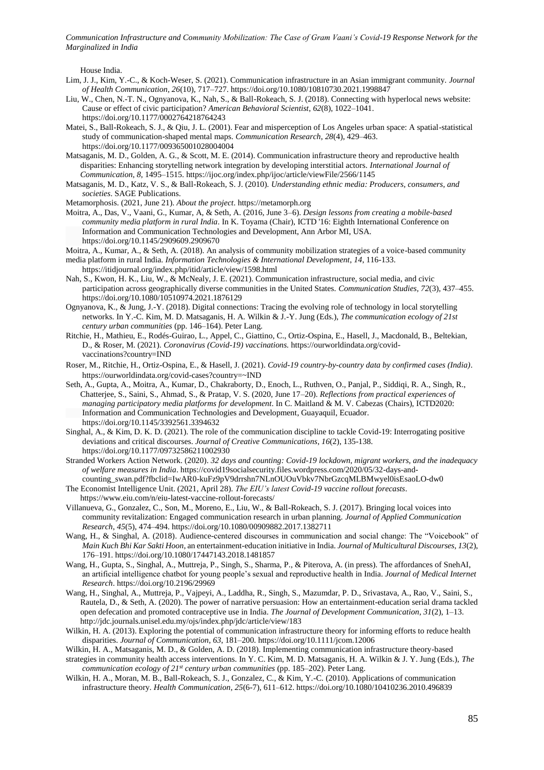House India.

Lim, J. J., Kim, Y.-C., & Koch-Weser, S. (2021). Communication infrastructure in an Asian immigrant community. *Journal of Health Communication, 26*(10), 717–727. https://doi.org/10.1080/10810730.2021.1998847

Liu, W., Chen, N.-T. N., Ognyanova, K., Nah, S., & Ball-Rokeach, S. J. (2018). Connecting with hyperlocal news website: Cause or effect of civic participation? *American Behavioral Scientist, 62*(8), 1022–1041. https://doi.org/10.1177/0002764218764243

Matei, S., Ball-Rokeach, S. J., & Qiu, J. L. (2001). Fear and misperception of Los Angeles urban space: A spatial-statistical study of communication-shaped mental maps. *Communication Research, 28*(4), 429–463. https://doi.org/10.1177/009365001028004004

Matsaganis, M. D., Golden, A. G., & Scott, M. E. (2014). Communication infrastructure theory and reproductive health disparities: Enhancing storytelling network integration by developing interstitial actors. *International Journal of Communication, 8*, 1495–1515. https://ijoc.org/index.php/ijoc/article/viewFile/2566/1145

Matsaganis, M. D., Katz, V. S., & Ball-Rokeach, S. J. (2010). *Understanding ethnic media: Producers, consumers, and societies*. SAGE Publications.

Metamorphosis. (2021, June 21). *About the project*. https://metamorph.org

Moitra, A., Das, V., Vaani, G., Kumar, A, & Seth, A. (2016, June 3–6). *Design lessons from creating a mobile-based community media platform in rural India*. In K. Toyama (Chair), ICTD '16: Eighth International Conference on Information and Communication Technologies and Development, Ann Arbor MI, USA. https://doi.org/10.1145/2909609.2909670

Moitra, A., Kumar, A., & Seth, A. (2018). An analysis of community mobilization strategies of a voice-based community media platform in rural India. *Information Technologies & International Development, 14*, 116-133. https://itidjournal.org/index.php/itid/article/view/1598.html

Nah, S., Kwon, H. K., Liu, W., & McNealy, J. E. (2021). Communication infrastructure, social media, and civic participation across geographically diverse communities in the United States. *Communication Studies, 72*(3), 437–455. https://doi.org/10.1080/10510974.2021.1876129

Ognyanova, K., & Jung, J.-Y. (2018). Digital connections: Tracing the evolving role of technology in local storytelling networks. In Y.-C. Kim, M. D. Matsaganis, H. A. Wilkin & J.-Y. Jung (Eds.), *The communication ecology of 21st century urban communities* (pp. 146–164). Peter Lang.

Ritchie, H., Mathieu, E., Rodés-Guirao, L., Appel, C., Giattino, C., Ortiz-Ospina, E., Hasell, J., Macdonald, B., Beltekian, D., & Roser, M. (2021). *Coronavirus (Covid-19) vaccinations*. https://ourworldindata.org/covid-vaccinations?country=IND

Roser, M., Ritchie, H., Ortiz-Ospina, E., & Hasell, J. (2021). *Covid-19 country-by-country data by confirmed cases (India)*. https://ourworldindata.org/covid-cases?country=~IND

Seth, A., Gupta, A., Moitra, A., Kumar, D., Chakraborty, D., Enoch, L., Ruthven, O., Panjal, P., Siddiqi, R. A., Singh, R., Chatterjee, S., Saini, S., Ahmad, S., & Pratap, V. S. (2020, June 17–20). *Reflections from practical experiences of managing participatory media platforms for development*. In C. Maitland & M. V. Cabezas (Chairs), ICTD2020: Information and Communication Technologies and Development, Guayaquil, Ecuador. https://doi.org/10.1145/3392561.3394632

Singhal, A., & Kim, D. K. D. (2021). The role of the communication discipline to tackle Covid-19: Interrogating positive deviations and critical discourses. *Journal of Creative Communications, 16*(2), 135-138. https://doi.org/10.1177/09732586211002930

Stranded Workers Action Network. (2020). *32 days and counting: Covid-19 lockdown, migrant workers, and the inadequacy of welfare measures in India*. https://covid19socialsecurity.files.wordpress.com/2020/05/32-days-and-counting_swan.pdf?fbclid=IwAR0-kuFz9pV9drrshn7NLnOUOuVbkv7NbrGzcqMLBMwyel0isEsaoLO-dw0

The Economist Intelligence Unit. (2021, April 28). *The EIU's latest Covid-19 vaccine rollout forecasts*. https://www.eiu.com/n/eiu-latest-vaccine-rollout-forecasts/

Villanueva, G., Gonzalez, C., Son, M., Moreno, E., Liu, W., & Ball-Rokeach, S. J. (2017). Bringing local voices into community revitalization: Engaged communication research in urban planning. *Journal of Applied Communication Research, 45*(5), 474–494. https://doi.org/10.1080/00909882.2017.1382711

Wang, H., & Singhal, A. (2018). Audience-centered discourses in communication and social change: The "Voicebook" of *Main Kuch Bhi Kar Sakti Hoon*, an entertainment-education initiative in India. *Journal of Multicultural Discourses, 13*(2), 176–191. https://doi.org/10.1080/17447143.2018.1481857

Wang, H., Gupta, S., Singhal, A., Muttreja, P., Singh, S., Sharma, P., & Piterova, A. (in press). The affordances of SnehAI, an artificial intelligence chatbot for young people's sexual and reproductive health in India. *Journal of Medical Internet Research*. https://doi.org/10.2196/29969

Wang, H., Singhal, A., Muttreja, P., Vajpeyi, A., Laddha, R., Singh, S., Mazumdar, P. D., Srivastava, A., Rao, V., Saini, S., Rautela, D., & Seth, A. (2020). The power of narrative persuasion: How an entertainment-education serial drama tackled open defecation and promoted contraceptive use in India. *The Journal of Development Communication, 31*(2), 1–13. http://jdc.journals.unisel.edu.my/ojs/index.php/jdc/article/view/183

Wilkin, H. A. (2013). Exploring the potential of communication infrastructure theory for informing efforts to reduce health disparities. *Journal of Communication, 63*, 181–200. https://doi.org/10.1111/jcom.12006

Wilkin, H. A., Matsaganis, M. D., & Golden, A. D. (2018). Implementing communication infrastructure theory-based strategies in community health access interventions. In Y. C. Kim, M. D. Matsaganis, H. A. Wilkin & J. Y. Jung (Eds.), *The communication ecology of 21st century urban communities* (pp. 185–202). Peter Lang.

Wilkin, H. A., Moran, M. B., Ball-Rokeach, S. J., Gonzalez, C., & Kim, Y.-C. (2010). Applications of communication infrastructure theory. *Health Communication, 25*(6-7), 611–612. https://doi.org/10.1080/10410236.2010.496839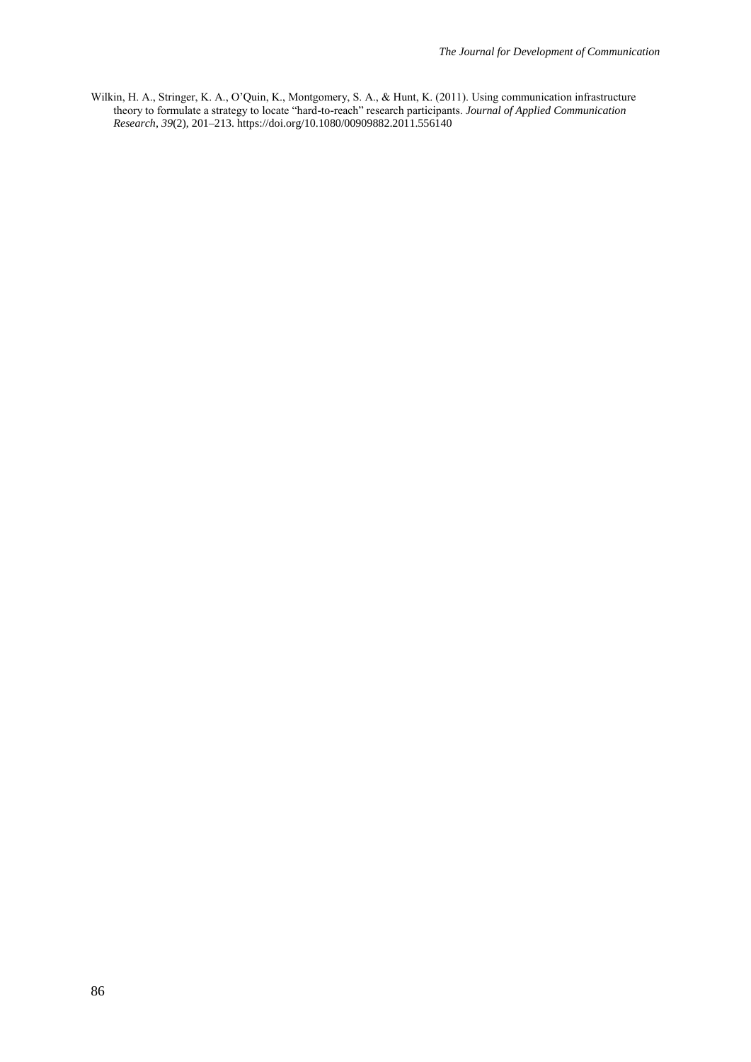Wilkin, H. A., Stringer, K. A., O'Quin, K., Montgomery, S. A., & Hunt, K. (2011). Using communication infrastructure theory to formulate a strategy to locate "hard-to-reach" research participants. *Journal of Applied Communication Research*, *39*(2), 201–213. https://doi.org/10.1080/00909882.2011.556140